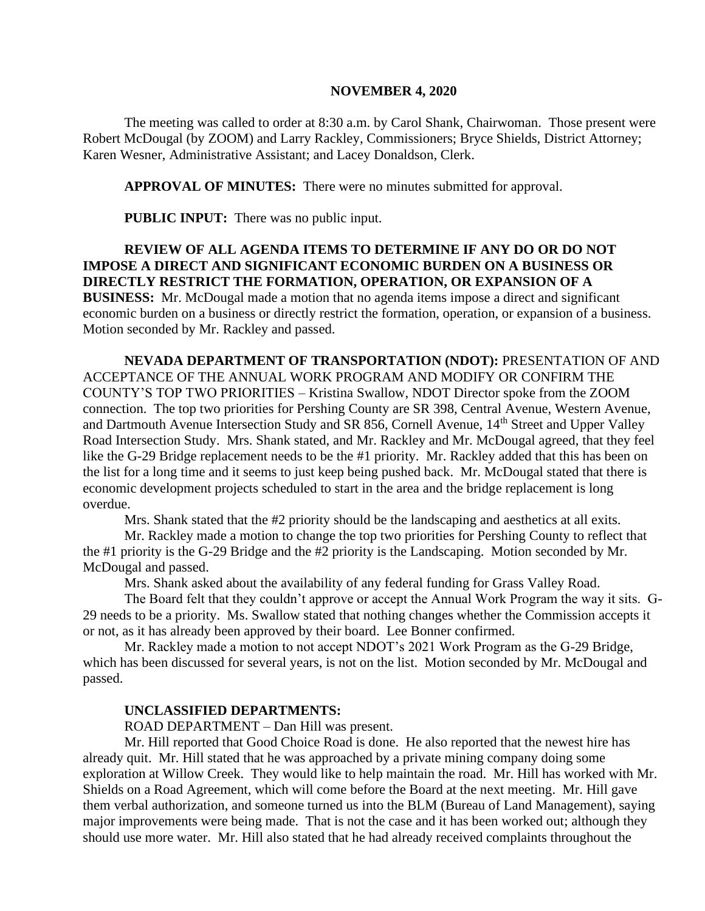**NOVEMBER 4, 2020**

The meeting was called to order at 8:30 a.m. by Carol Shank, Chairwoman. Those present were Robert McDougal (by ZOOM) and Larry Rackley, Commissioners; Bryce Shields, District Attorney; Karen Wesner, Administrative Assistant; and Lacey Donaldson, Clerk.

**APPROVAL OF MINUTES:** There were no minutes submitted for approval.

**PUBLIC INPUT:** There was no public input.

**REVIEW OF ALL AGENDA ITEMS TO DETERMINE IF ANY DO OR DO NOT IMPOSE A DIRECT AND SIGNIFICANT ECONOMIC BURDEN ON A BUSINESS OR DIRECTLY RESTRICT THE FORMATION, OPERATION, OR EXPANSION OF A BUSINESS:** Mr. McDougal made a motion that no agenda items impose a direct and significant economic burden on a business or directly restrict the formation, operation, or expansion of a business. Motion seconded by Mr. Rackley and passed.

**NEVADA DEPARTMENT OF TRANSPORTATION (NDOT):** PRESENTATION OF AND ACCEPTANCE OF THE ANNUAL WORK PROGRAM AND MODIFY OR CONFIRM THE COUNTY'S TOP TWO PRIORITIES – Kristina Swallow, NDOT Director spoke from the ZOOM connection. The top two priorities for Pershing County are SR 398, Central Avenue, Western Avenue, and Dartmouth Avenue Intersection Study and SR 856, Cornell Avenue, 14th Street and Upper Valley Road Intersection Study. Mrs. Shank stated, and Mr. Rackley and Mr. McDougal agreed, that they feel like the G-29 Bridge replacement needs to be the #1 priority. Mr. Rackley added that this has been on the list for a long time and it seems to just keep being pushed back. Mr. McDougal stated that there is economic development projects scheduled to start in the area and the bridge replacement is long overdue.

Mrs. Shank stated that the #2 priority should be the landscaping and aesthetics at all exits.

Mr. Rackley made a motion to change the top two priorities for Pershing County to reflect that the #1 priority is the G-29 Bridge and the #2 priority is the Landscaping. Motion seconded by Mr. McDougal and passed.

Mrs. Shank asked about the availability of any federal funding for Grass Valley Road.

The Board felt that they couldn't approve or accept the Annual Work Program the way it sits. G-29 needs to be a priority. Ms. Swallow stated that nothing changes whether the Commission accepts it or not, as it has already been approved by their board. Lee Bonner confirmed.

Mr. Rackley made a motion to not accept NDOT's 2021 Work Program as the G-29 Bridge, which has been discussed for several years, is not on the list. Motion seconded by Mr. McDougal and passed.

**UNCLASSIFIED DEPARTMENTS:**

ROAD DEPARTMENT – Dan Hill was present.

Mr. Hill reported that Good Choice Road is done. He also reported that the newest hire has already quit. Mr. Hill stated that he was approached by a private mining company doing some exploration at Willow Creek. They would like to help maintain the road. Mr. Hill has worked with Mr. Shields on a Road Agreement, which will come before the Board at the next meeting. Mr. Hill gave them verbal authorization, and someone turned us into the BLM (Bureau of Land Management), saying major improvements were being made. That is not the case and it has been worked out; although they should use more water. Mr. Hill also stated that he had already received complaints throughout the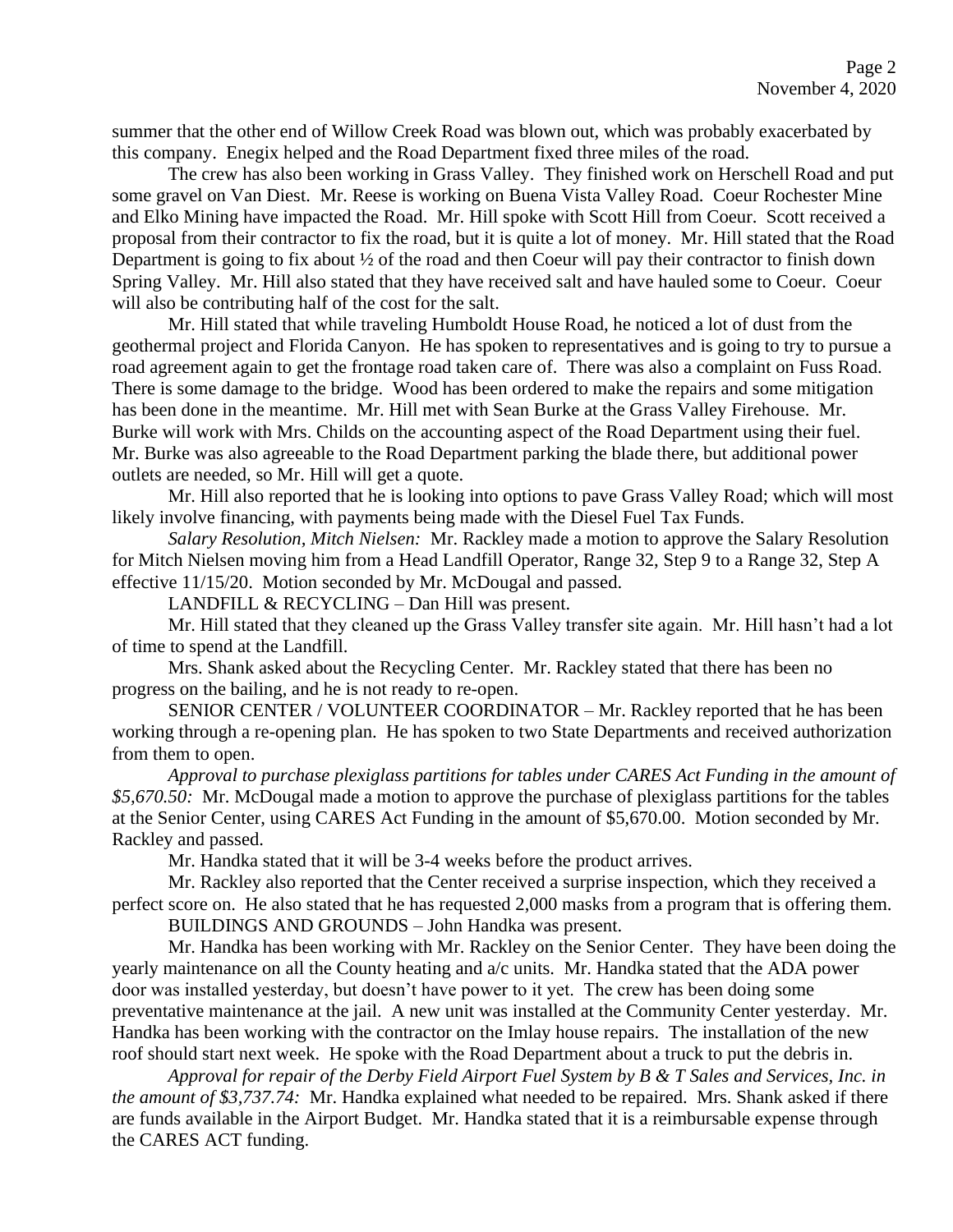summer that the other end of Willow Creek Road was blown out, which was probably exacerbated by this company. Enegix helped and the Road Department fixed three miles of the road.

The crew has also been working in Grass Valley. They finished work on Herschell Road and put some gravel on Van Diest. Mr. Reese is working on Buena Vista Valley Road. Coeur Rochester Mine and Elko Mining have impacted the Road. Mr. Hill spoke with Scott Hill from Coeur. Scott received a proposal from their contractor to fix the road, but it is quite a lot of money. Mr. Hill stated that the Road Department is going to fix about ½ of the road and then Coeur will pay their contractor to finish down Spring Valley. Mr. Hill also stated that they have received salt and have hauled some to Coeur. Coeur will also be contributing half of the cost for the salt.

Mr. Hill stated that while traveling Humboldt House Road, he noticed a lot of dust from the geothermal project and Florida Canyon. He has spoken to representatives and is going to try to pursue a road agreement again to get the frontage road taken care of. There was also a complaint on Fuss Road. There is some damage to the bridge. Wood has been ordered to make the repairs and some mitigation has been done in the meantime. Mr. Hill met with Sean Burke at the Grass Valley Firehouse. Mr. Burke will work with Mrs. Childs on the accounting aspect of the Road Department using their fuel. Mr. Burke was also agreeable to the Road Department parking the blade there, but additional power outlets are needed, so Mr. Hill will get a quote.

Mr. Hill also reported that he is looking into options to pave Grass Valley Road; which will most likely involve financing, with payments being made with the Diesel Fuel Tax Funds.

*Salary Resolution, Mitch Nielsen:* Mr. Rackley made a motion to approve the Salary Resolution for Mitch Nielsen moving him from a Head Landfill Operator, Range 32, Step 9 to a Range 32, Step A effective 11/15/20. Motion seconded by Mr. McDougal and passed.

LANDFILL & RECYCLING – Dan Hill was present.

Mr. Hill stated that they cleaned up the Grass Valley transfer site again. Mr. Hill hasn't had a lot of time to spend at the Landfill.

Mrs. Shank asked about the Recycling Center. Mr. Rackley stated that there has been no progress on the bailing, and he is not ready to re-open.

SENIOR CENTER / VOLUNTEER COORDINATOR – Mr. Rackley reported that he has been working through a re-opening plan. He has spoken to two State Departments and received authorization from them to open.

*Approval to purchase plexiglass partitions for tables under CARES Act Funding in the amount of $5,670.50:* Mr. McDougal made a motion to approve the purchase of plexiglass partitions for the tables at the Senior Center, using CARES Act Funding in the amount of $5,670.00. Motion seconded by Mr. Rackley and passed.

Mr. Handka stated that it will be 3-4 weeks before the product arrives.

Mr. Rackley also reported that the Center received a surprise inspection, which they received a perfect score on. He also stated that he has requested 2,000 masks from a program that is offering them.

BUILDINGS AND GROUNDS – John Handka was present.

Mr. Handka has been working with Mr. Rackley on the Senior Center. They have been doing the yearly maintenance on all the County heating and a/c units. Mr. Handka stated that the ADA power door was installed yesterday, but doesn't have power to it yet. The crew has been doing some preventative maintenance at the jail. A new unit was installed at the Community Center yesterday. Mr. Handka has been working with the contractor on the Imlay house repairs. The installation of the new roof should start next week. He spoke with the Road Department about a truck to put the debris in.

*Approval for repair of the Derby Field Airport Fuel System by B & T Sales and Services, Inc. in the amount of $3,737.74:* Mr. Handka explained what needed to be repaired. Mrs. Shank asked if there are funds available in the Airport Budget. Mr. Handka stated that it is a reimbursable expense through the CARES ACT funding.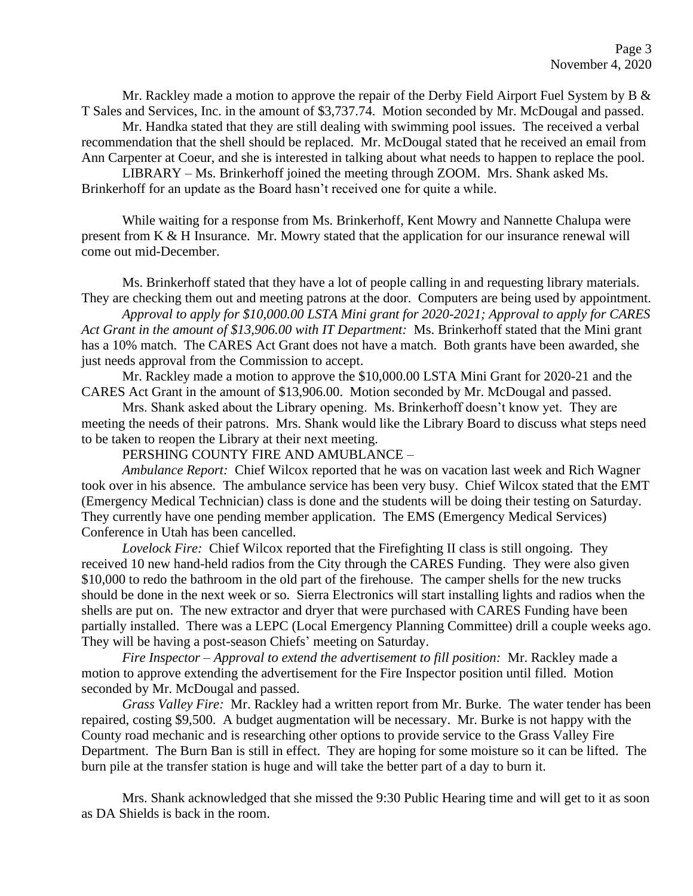Mr. Rackley made a motion to approve the repair of the Derby Field Airport Fuel System by B & T Sales and Services, Inc. in the amount of $3,737.74. Motion seconded by Mr. McDougal and passed.

Mr. Handka stated that they are still dealing with swimming pool issues. The received a verbal recommendation that the shell should be replaced. Mr. McDougal stated that he received an email from Ann Carpenter at Coeur, and she is interested in talking about what needs to happen to replace the pool.

LIBRARY – Ms. Brinkerhoff joined the meeting through ZOOM. Mrs. Shank asked Ms. Brinkerhoff for an update as the Board hasn't received one for quite a while.

While waiting for a response from Ms. Brinkerhoff, Kent Mowry and Nannette Chalupa were present from K & H Insurance. Mr. Mowry stated that the application for our insurance renewal will come out mid-December.

Ms. Brinkerhoff stated that they have a lot of people calling in and requesting library materials. They are checking them out and meeting patrons at the door. Computers are being used by appointment.

*Approval to apply for $10,000.00 LSTA Mini grant for 2020-2021; Approval to apply for CARES Act Grant in the amount of $13,906.00 with IT Department:* Ms. Brinkerhoff stated that the Mini grant has a 10% match. The CARES Act Grant does not have a match. Both grants have been awarded, she just needs approval from the Commission to accept.

Mr. Rackley made a motion to approve the $10,000.00 LSTA Mini Grant for 2020-21 and the CARES Act Grant in the amount of $13,906.00. Motion seconded by Mr. McDougal and passed.

Mrs. Shank asked about the Library opening. Ms. Brinkerhoff doesn't know yet. They are meeting the needs of their patrons. Mrs. Shank would like the Library Board to discuss what steps need to be taken to reopen the Library at their next meeting.

PERSHING COUNTY FIRE AND AMUBLANCE –

*Ambulance Report:* Chief Wilcox reported that he was on vacation last week and Rich Wagner took over in his absence. The ambulance service has been very busy. Chief Wilcox stated that the EMT (Emergency Medical Technician) class is done and the students will be doing their testing on Saturday. They currently have one pending member application. The EMS (Emergency Medical Services) Conference in Utah has been cancelled.

*Lovelock Fire:* Chief Wilcox reported that the Firefighting II class is still ongoing. They received 10 new hand-held radios from the City through the CARES Funding. They were also given $10,000 to redo the bathroom in the old part of the firehouse. The camper shells for the new trucks should be done in the next week or so. Sierra Electronics will start installing lights and radios when the shells are put on. The new extractor and dryer that were purchased with CARES Funding have been partially installed. There was a LEPC (Local Emergency Planning Committee) drill a couple weeks ago. They will be having a post-season Chiefs' meeting on Saturday.

*Fire Inspector – Approval to extend the advertisement to fill position:* Mr. Rackley made a motion to approve extending the advertisement for the Fire Inspector position until filled. Motion seconded by Mr. McDougal and passed.

*Grass Valley Fire:* Mr. Rackley had a written report from Mr. Burke. The water tender has been repaired, costing $9,500. A budget augmentation will be necessary. Mr. Burke is not happy with the County road mechanic and is researching other options to provide service to the Grass Valley Fire Department. The Burn Ban is still in effect. They are hoping for some moisture so it can be lifted. The burn pile at the transfer station is huge and will take the better part of a day to burn it.

Mrs. Shank acknowledged that she missed the 9:30 Public Hearing time and will get to it as soon as DA Shields is back in the room.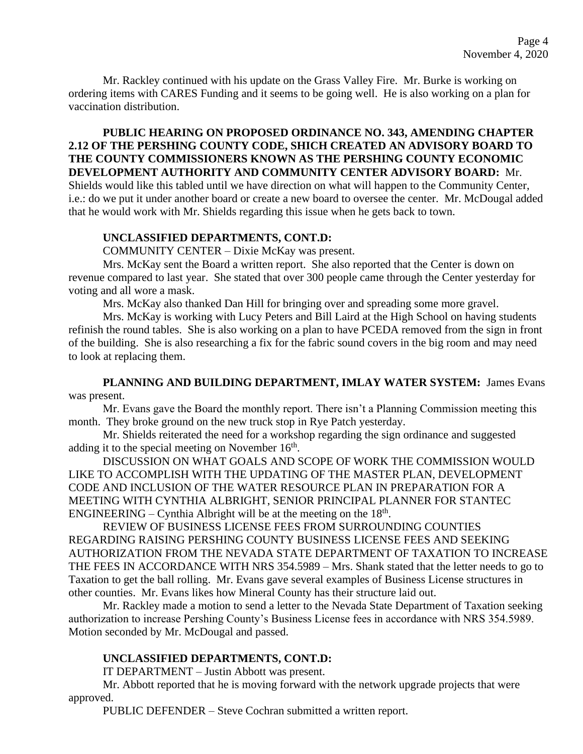Mr. Rackley continued with his update on the Grass Valley Fire. Mr. Burke is working on ordering items with CARES Funding and it seems to be going well. He is also working on a plan for vaccination distribution.

**PUBLIC HEARING ON PROPOSED ORDINANCE NO. 343, AMENDING CHAPTER 2.12 OF THE PERSHING COUNTY CODE, SHICH CREATED AN ADVISORY BOARD TO THE COUNTY COMMISSIONERS KNOWN AS THE PERSHING COUNTY ECONOMIC DEVELOPMENT AUTHORITY AND COMMUNITY CENTER ADVISORY BOARD:** Mr. Shields would like this tabled until we have direction on what will happen to the Community Center, i.e.: do we put it under another board or create a new board to oversee the center. Mr. McDougal added that he would work with Mr. Shields regarding this issue when he gets back to town.

**UNCLASSIFIED DEPARTMENTS, CONT.D:**

COMMUNITY CENTER – Dixie McKay was present.

Mrs. McKay sent the Board a written report. She also reported that the Center is down on revenue compared to last year. She stated that over 300 people came through the Center yesterday for voting and all wore a mask.

Mrs. McKay also thanked Dan Hill for bringing over and spreading some more gravel.

Mrs. McKay is working with Lucy Peters and Bill Laird at the High School on having students refinish the round tables. She is also working on a plan to have PCEDA removed from the sign in front of the building. She is also researching a fix for the fabric sound covers in the big room and may need to look at replacing them.

**PLANNING AND BUILDING DEPARTMENT, IMLAY WATER SYSTEM:** James Evans was present.

Mr. Evans gave the Board the monthly report. There isn't a Planning Commission meeting this month. They broke ground on the new truck stop in Rye Patch yesterday.

Mr. Shields reiterated the need for a workshop regarding the sign ordinance and suggested adding it to the special meeting on November 16th.

DISCUSSION ON WHAT GOALS AND SCOPE OF WORK THE COMMISSION WOULD LIKE TO ACCOMPLISH WITH THE UPDATING OF THE MASTER PLAN, DEVELOPMENT CODE AND INCLUSION OF THE WATER RESOURCE PLAN IN PREPARATION FOR A MEETING WITH CYNTHIA ALBRIGHT, SENIOR PRINCIPAL PLANNER FOR STANTEC ENGINEERING – Cynthia Albright will be at the meeting on the 18th.

REVIEW OF BUSINESS LICENSE FEES FROM SURROUNDING COUNTIES REGARDING RAISING PERSHING COUNTY BUSINESS LICENSE FEES AND SEEKING AUTHORIZATION FROM THE NEVADA STATE DEPARTMENT OF TAXATION TO INCREASE THE FEES IN ACCORDANCE WITH NRS 354.5989 – Mrs. Shank stated that the letter needs to go to Taxation to get the ball rolling. Mr. Evans gave several examples of Business License structures in other counties. Mr. Evans likes how Mineral County has their structure laid out.

Mr. Rackley made a motion to send a letter to the Nevada State Department of Taxation seeking authorization to increase Pershing County's Business License fees in accordance with NRS 354.5989. Motion seconded by Mr. McDougal and passed.

**UNCLASSIFIED DEPARTMENTS, CONT.D:**

IT DEPARTMENT – Justin Abbott was present.

Mr. Abbott reported that he is moving forward with the network upgrade projects that were approved.

PUBLIC DEFENDER – Steve Cochran submitted a written report.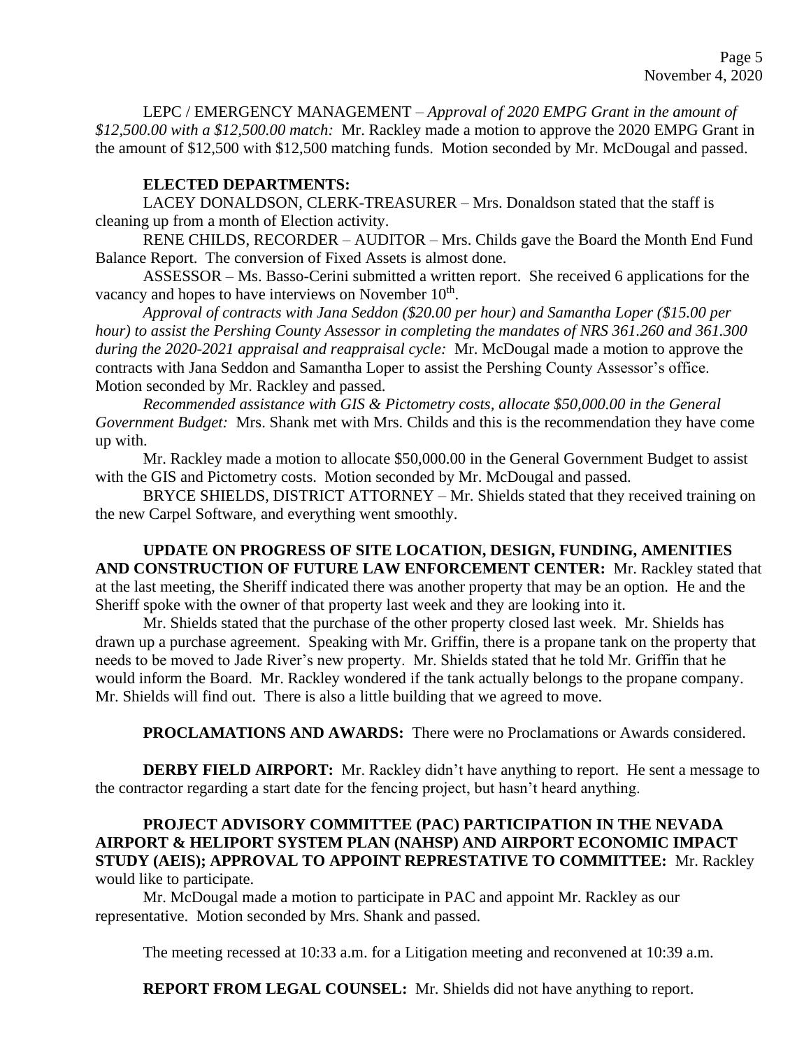LEPC / EMERGENCY MANAGEMENT – *Approval of 2020 EMPG Grant in the amount of $12,500.00 with a $12,500.00 match:* Mr. Rackley made a motion to approve the 2020 EMPG Grant in the amount of $12,500 with $12,500 matching funds. Motion seconded by Mr. McDougal and passed.

**ELECTED DEPARTMENTS:**

LACEY DONALDSON, CLERK-TREASURER – Mrs. Donaldson stated that the staff is cleaning up from a month of Election activity.

RENE CHILDS, RECORDER – AUDITOR – Mrs. Childs gave the Board the Month End Fund Balance Report. The conversion of Fixed Assets is almost done.

ASSESSOR – Ms. Basso-Cerini submitted a written report. She received 6 applications for the vacancy and hopes to have interviews on November 10th.

*Approval of contracts with Jana Seddon ($20.00 per hour) and Samantha Loper ($15.00 per hour) to assist the Pershing County Assessor in completing the mandates of NRS 361.260 and 361.300 during the 2020-2021 appraisal and reappraisal cycle:* Mr. McDougal made a motion to approve the contracts with Jana Seddon and Samantha Loper to assist the Pershing County Assessor's office. Motion seconded by Mr. Rackley and passed.

*Recommended assistance with GIS & Pictometry costs, allocate $50,000.00 in the General Government Budget:* Mrs. Shank met with Mrs. Childs and this is the recommendation they have come up with.

Mr. Rackley made a motion to allocate $50,000.00 in the General Government Budget to assist with the GIS and Pictometry costs. Motion seconded by Mr. McDougal and passed.

BRYCE SHIELDS, DISTRICT ATTORNEY – Mr. Shields stated that they received training on the new Carpel Software, and everything went smoothly.

**UPDATE ON PROGRESS OF SITE LOCATION, DESIGN, FUNDING, AMENITIES AND CONSTRUCTION OF FUTURE LAW ENFORCEMENT CENTER:** Mr. Rackley stated that at the last meeting, the Sheriff indicated there was another property that may be an option. He and the Sheriff spoke with the owner of that property last week and they are looking into it.

Mr. Shields stated that the purchase of the other property closed last week. Mr. Shields has drawn up a purchase agreement. Speaking with Mr. Griffin, there is a propane tank on the property that needs to be moved to Jade River's new property. Mr. Shields stated that he told Mr. Griffin that he would inform the Board. Mr. Rackley wondered if the tank actually belongs to the propane company. Mr. Shields will find out. There is also a little building that we agreed to move.

**PROCLAMATIONS AND AWARDS:** There were no Proclamations or Awards considered.

**DERBY FIELD AIRPORT:** Mr. Rackley didn't have anything to report. He sent a message to the contractor regarding a start date for the fencing project, but hasn't heard anything.

**PROJECT ADVISORY COMMITTEE (PAC) PARTICIPATION IN THE NEVADA AIRPORT & HELIPORT SYSTEM PLAN (NAHSP) AND AIRPORT ECONOMIC IMPACT STUDY (AEIS); APPROVAL TO APPOINT REPRESTATIVE TO COMMITTEE:** Mr. Rackley would like to participate.

Mr. McDougal made a motion to participate in PAC and appoint Mr. Rackley as our representative. Motion seconded by Mrs. Shank and passed.

The meeting recessed at 10:33 a.m. for a Litigation meeting and reconvened at 10:39 a.m.

**REPORT FROM LEGAL COUNSEL:** Mr. Shields did not have anything to report.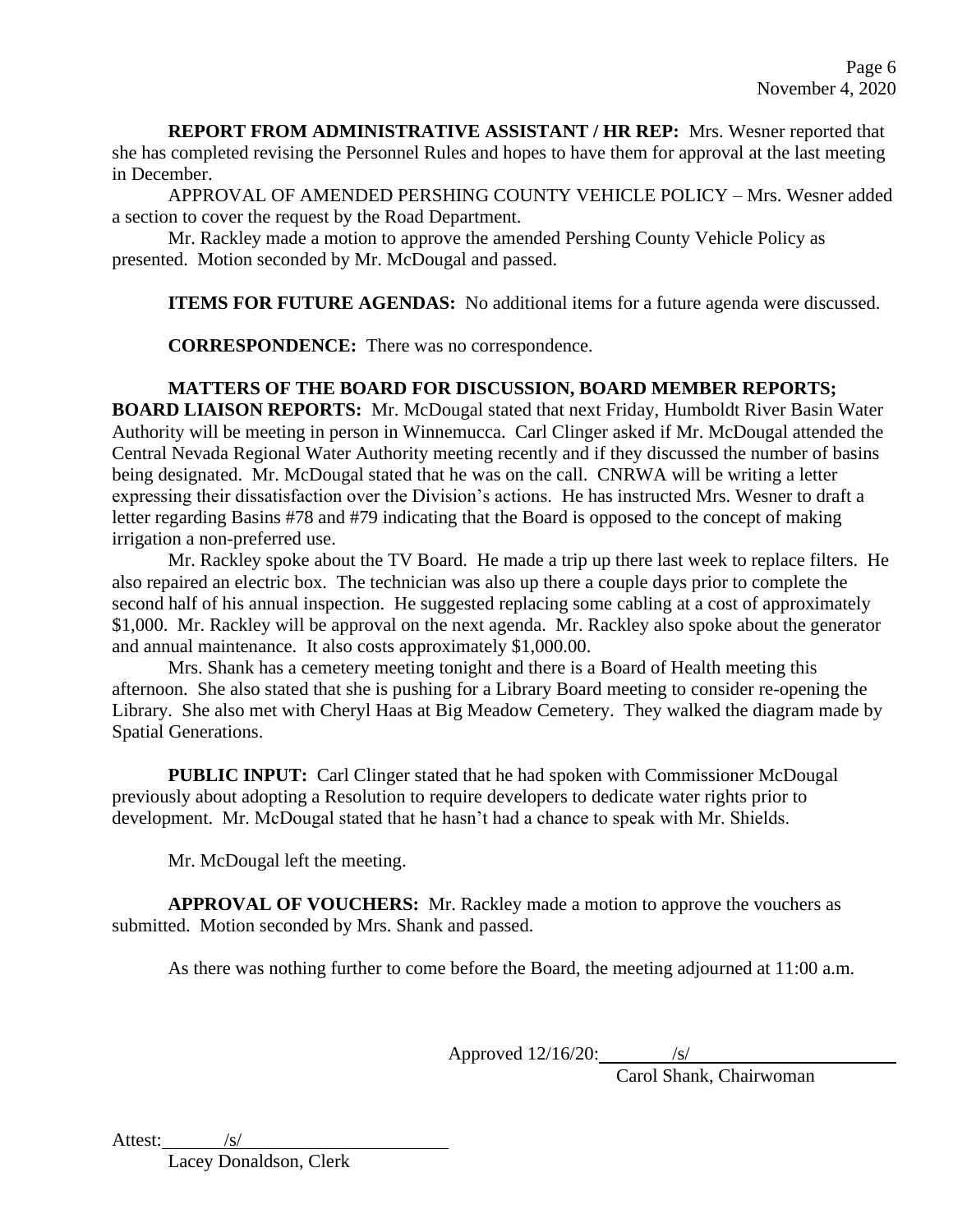**REPORT FROM ADMINISTRATIVE ASSISTANT / HR REP:** Mrs. Wesner reported that she has completed revising the Personnel Rules and hopes to have them for approval at the last meeting in December.

APPROVAL OF AMENDED PERSHING COUNTY VEHICLE POLICY – Mrs. Wesner added a section to cover the request by the Road Department.

Mr. Rackley made a motion to approve the amended Pershing County Vehicle Policy as presented. Motion seconded by Mr. McDougal and passed.

**ITEMS FOR FUTURE AGENDAS:** No additional items for a future agenda were discussed.

**CORRESPONDENCE:** There was no correspondence.

**MATTERS OF THE BOARD FOR DISCUSSION, BOARD MEMBER REPORTS; BOARD LIAISON REPORTS:** Mr. McDougal stated that next Friday, Humboldt River Basin Water Authority will be meeting in person in Winnemucca. Carl Clinger asked if Mr. McDougal attended the Central Nevada Regional Water Authority meeting recently and if they discussed the number of basins being designated. Mr. McDougal stated that he was on the call. CNRWA will be writing a letter expressing their dissatisfaction over the Division's actions. He has instructed Mrs. Wesner to draft a letter regarding Basins #78 and #79 indicating that the Board is opposed to the concept of making irrigation a non-preferred use.

Mr. Rackley spoke about the TV Board. He made a trip up there last week to replace filters. He also repaired an electric box. The technician was also up there a couple days prior to complete the second half of his annual inspection. He suggested replacing some cabling at a cost of approximately $1,000. Mr. Rackley will be approval on the next agenda. Mr. Rackley also spoke about the generator and annual maintenance. It also costs approximately $1,000.00.

Mrs. Shank has a cemetery meeting tonight and there is a Board of Health meeting this afternoon. She also stated that she is pushing for a Library Board meeting to consider re-opening the Library. She also met with Cheryl Haas at Big Meadow Cemetery. They walked the diagram made by Spatial Generations.

**PUBLIC INPUT:** Carl Clinger stated that he had spoken with Commissioner McDougal previously about adopting a Resolution to require developers to dedicate water rights prior to development. Mr. McDougal stated that he hasn't had a chance to speak with Mr. Shields.

Mr. McDougal left the meeting.

**APPROVAL OF VOUCHERS:** Mr. Rackley made a motion to approve the vouchers as submitted. Motion seconded by Mrs. Shank and passed.

As there was nothing further to come before the Board, the meeting adjourned at 11:00 a.m.

Approved 12/16/20: /s/
Carol Shank, Chairwoman

Attest: /s/
Lacey Donaldson, Clerk